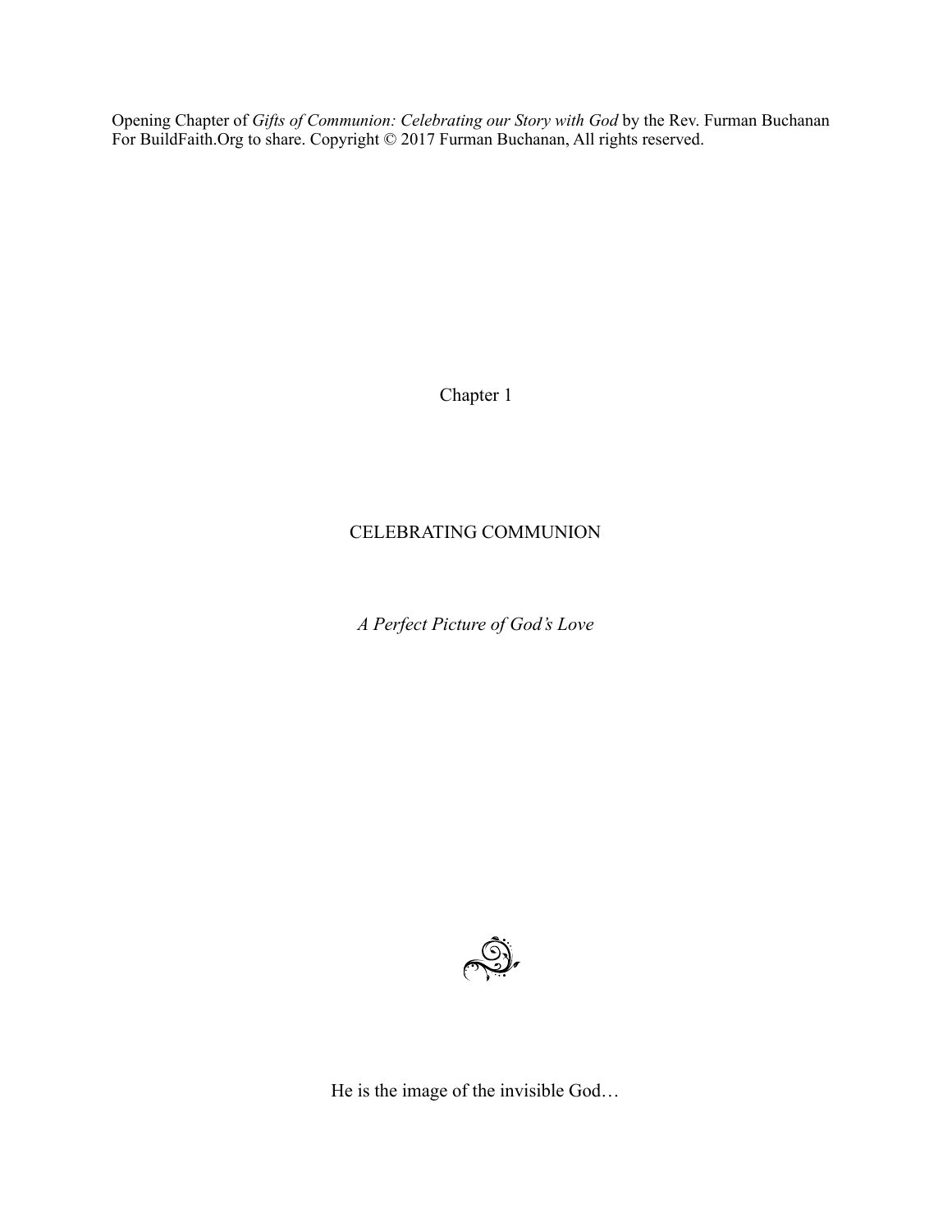Opening Chapter of *Gifts of Communion: Celebrating our Story with God* by the Rev. Furman Buchanan
For BuildFaith.Org to share. Copyright © 2017 Furman Buchanan, All rights reserved.

Chapter 1

# CELEBRATING COMMUNION

*A Perfect Picture of God's Love*

He is the image of the invisible God…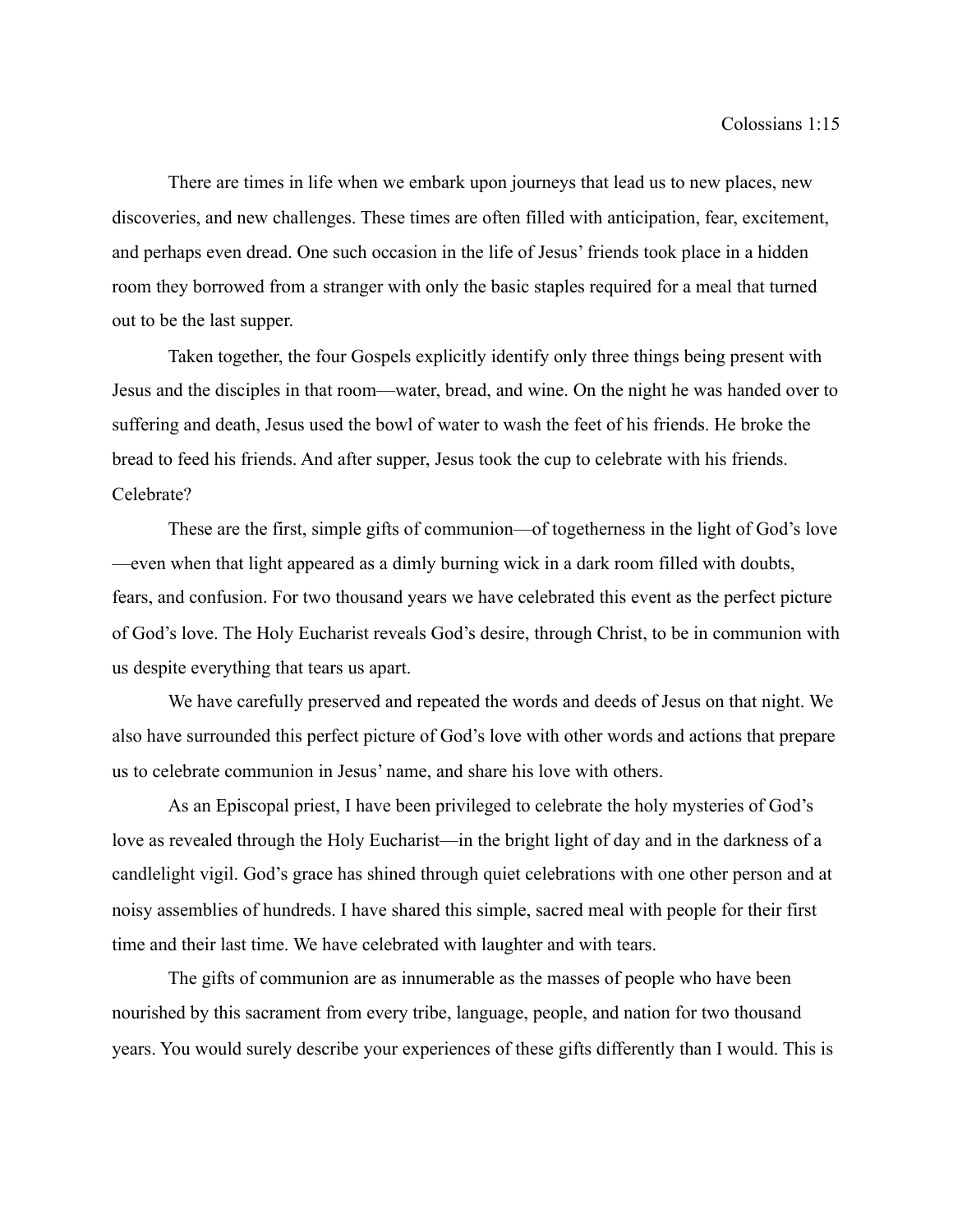Colossians 1:15

There are times in life when we embark upon journeys that lead us to new places, new discoveries, and new challenges. These times are often filled with anticipation, fear, excitement, and perhaps even dread. One such occasion in the life of Jesus' friends took place in a hidden room they borrowed from a stranger with only the basic staples required for a meal that turned out to be the last supper.

Taken together, the four Gospels explicitly identify only three things being present with Jesus and the disciples in that room—water, bread, and wine. On the night he was handed over to suffering and death, Jesus used the bowl of water to wash the feet of his friends. He broke the bread to feed his friends. And after supper, Jesus took the cup to celebrate with his friends. Celebrate?

These are the first, simple gifts of communion—of togetherness in the light of God's love—even when that light appeared as a dimly burning wick in a dark room filled with doubts, fears, and confusion. For two thousand years we have celebrated this event as the perfect picture of God's love. The Holy Eucharist reveals God's desire, through Christ, to be in communion with us despite everything that tears us apart.

We have carefully preserved and repeated the words and deeds of Jesus on that night. We also have surrounded this perfect picture of God's love with other words and actions that prepare us to celebrate communion in Jesus' name, and share his love with others.

As an Episcopal priest, I have been privileged to celebrate the holy mysteries of God's love as revealed through the Holy Eucharist—in the bright light of day and in the darkness of a candlelight vigil. God's grace has shined through quiet celebrations with one other person and at noisy assemblies of hundreds. I have shared this simple, sacred meal with people for their first time and their last time. We have celebrated with laughter and with tears.

The gifts of communion are as innumerable as the masses of people who have been nourished by this sacrament from every tribe, language, people, and nation for two thousand years. You would surely describe your experiences of these gifts differently than I would. This is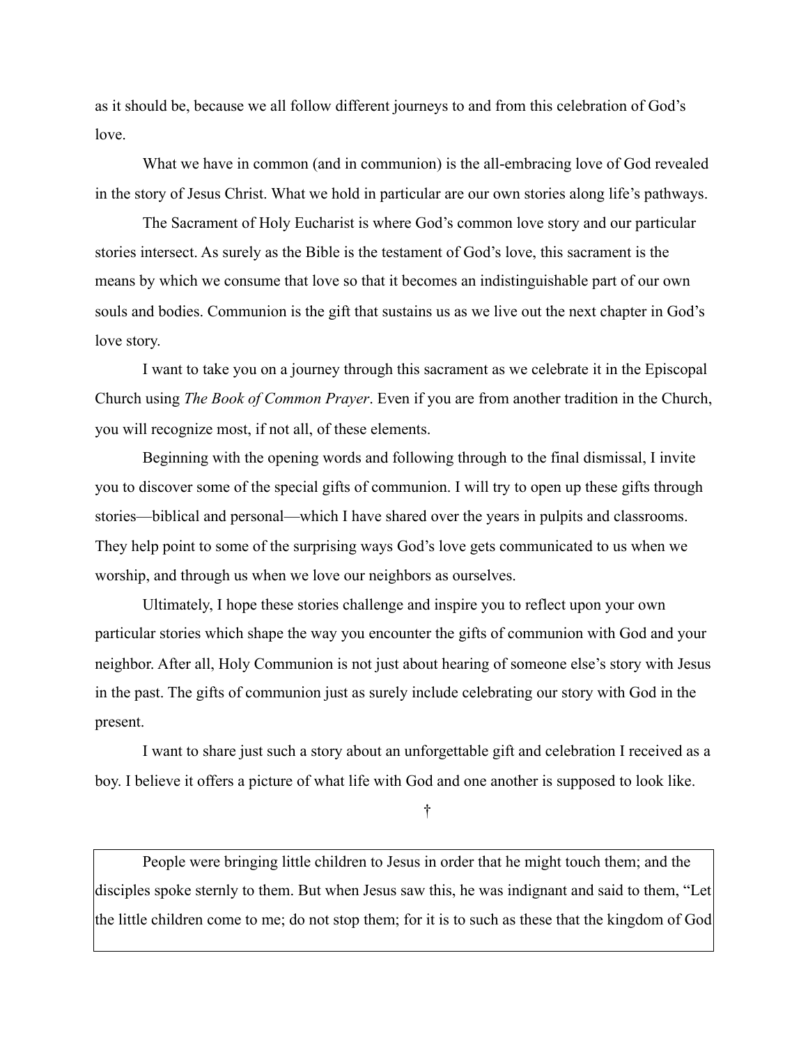as it should be, because we all follow different journeys to and from this celebration of God's love.

What we have in common (and in communion) is the all-embracing love of God revealed in the story of Jesus Christ. What we hold in particular are our own stories along life's pathways.

The Sacrament of Holy Eucharist is where God's common love story and our particular stories intersect. As surely as the Bible is the testament of God's love, this sacrament is the means by which we consume that love so that it becomes an indistinguishable part of our own souls and bodies. Communion is the gift that sustains us as we live out the next chapter in God's love story.

I want to take you on a journey through this sacrament as we celebrate it in the Episcopal Church using *The Book of Common Prayer*. Even if you are from another tradition in the Church, you will recognize most, if not all, of these elements.

Beginning with the opening words and following through to the final dismissal, I invite you to discover some of the special gifts of communion. I will try to open up these gifts through stories—biblical and personal—which I have shared over the years in pulpits and classrooms. They help point to some of the surprising ways God's love gets communicated to us when we worship, and through us when we love our neighbors as ourselves.

Ultimately, I hope these stories challenge and inspire you to reflect upon your own particular stories which shape the way you encounter the gifts of communion with God and your neighbor. After all, Holy Communion is not just about hearing of someone else's story with Jesus in the past. The gifts of communion just as surely include celebrating our story with God in the present.

I want to share just such a story about an unforgettable gift and celebration I received as a boy. I believe it offers a picture of what life with God and one another is supposed to look like.

†

> People were bringing little children to Jesus in order that he might touch them; and the disciples spoke sternly to them. But when Jesus saw this, he was indignant and said to them, "Let the little children come to me; do not stop them; for it is to such as these that the kingdom of God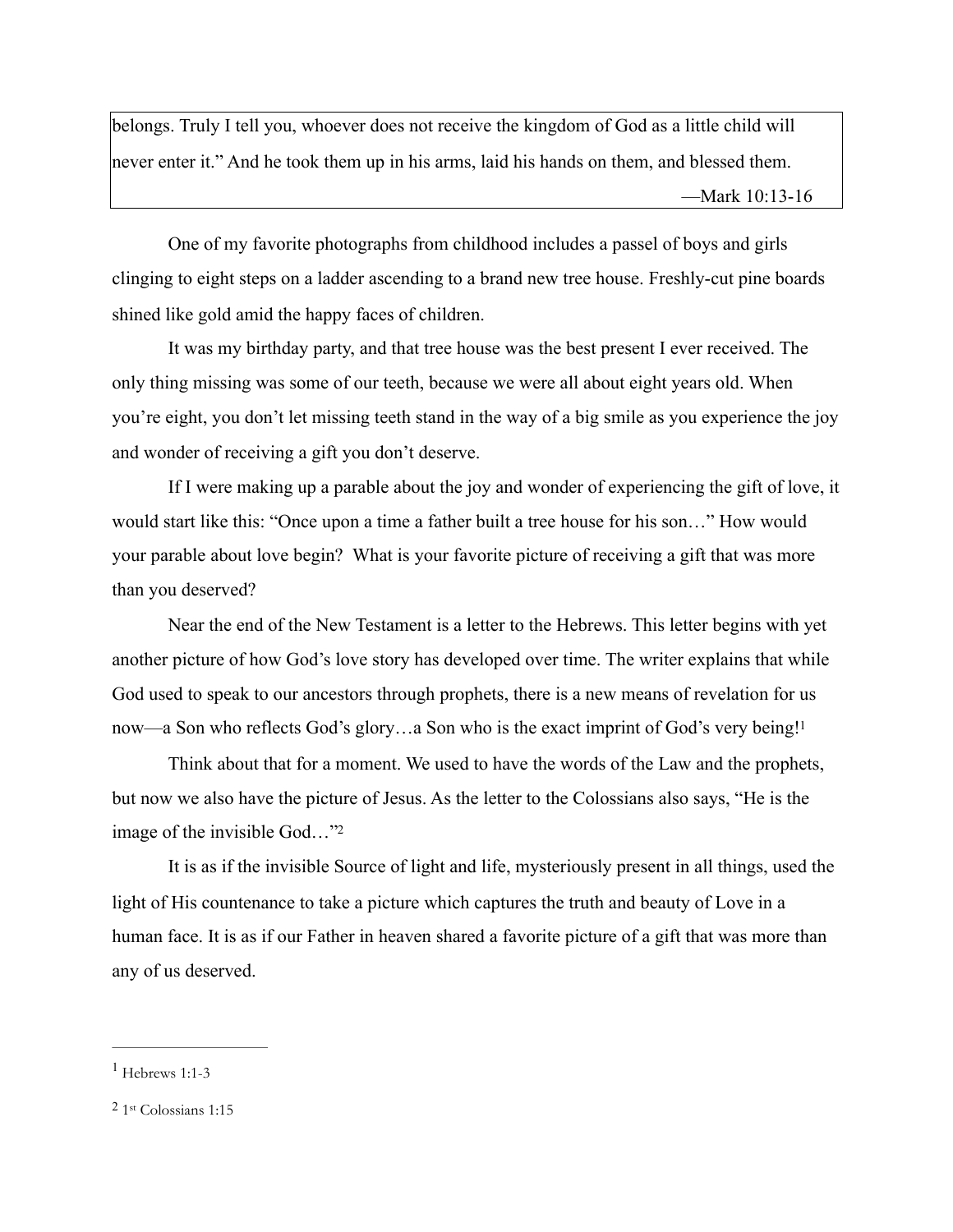> belongs. Truly I tell you, whoever does not receive the kingdom of God as a little child will never enter it." And he took them up in his arms, laid his hands on them, and blessed them.
>
> —Mark 10:13-16

One of my favorite photographs from childhood includes a passel of boys and girls clinging to eight steps on a ladder ascending to a brand new tree house. Freshly-cut pine boards shined like gold amid the happy faces of children.

It was my birthday party, and that tree house was the best present I ever received. The only thing missing was some of our teeth, because we were all about eight years old. When you're eight, you don't let missing teeth stand in the way of a big smile as you experience the joy and wonder of receiving a gift you don't deserve.

If I were making up a parable about the joy and wonder of experiencing the gift of love, it would start like this: "Once upon a time a father built a tree house for his son…" How would your parable about love begin? What is your favorite picture of receiving a gift that was more than you deserved?

Near the end of the New Testament is a letter to the Hebrews. This letter begins with yet another picture of how God's love story has developed over time. The writer explains that while God used to speak to our ancestors through prophets, there is a new means of revelation for us now—a Son who reflects God's glory…a Son who is the exact imprint of God's very being![1]

Think about that for a moment. We used to have the words of the Law and the prophets, but now we also have the picture of Jesus. As the letter to the Colossians also says, "He is the image of the invisible God…"[2]

It is as if the invisible Source of light and life, mysteriously present in all things, used the light of His countenance to take a picture which captures the truth and beauty of Love in a human face. It is as if our Father in heaven shared a favorite picture of a gift that was more than any of us deserved.

---

[1] Hebrews 1:1-3

[2] 1st Colossians 1:15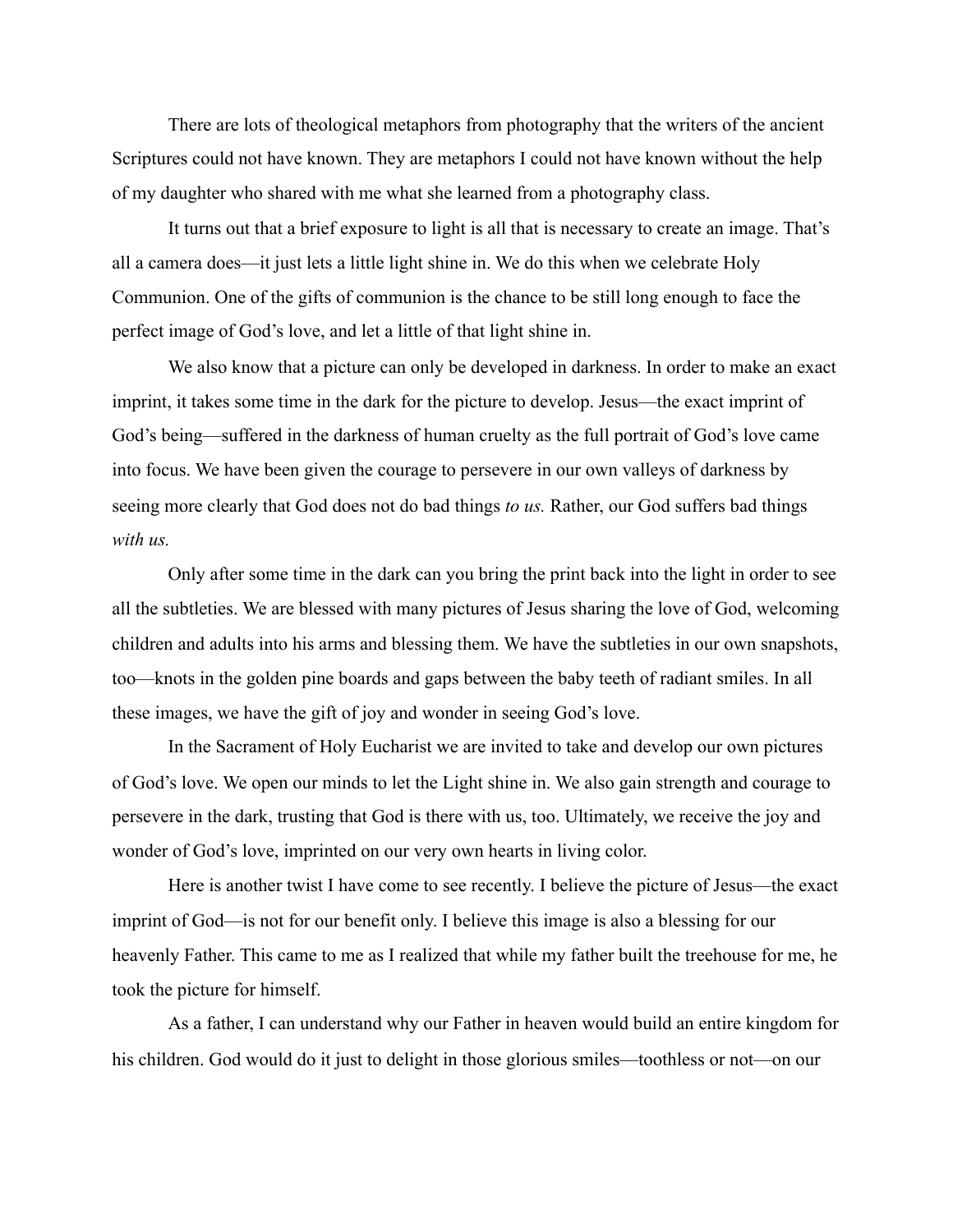There are lots of theological metaphors from photography that the writers of the ancient Scriptures could not have known. They are metaphors I could not have known without the help of my daughter who shared with me what she learned from a photography class.

It turns out that a brief exposure to light is all that is necessary to create an image. That's all a camera does—it just lets a little light shine in. We do this when we celebrate Holy Communion. One of the gifts of communion is the chance to be still long enough to face the perfect image of God's love, and let a little of that light shine in.

We also know that a picture can only be developed in darkness. In order to make an exact imprint, it takes some time in the dark for the picture to develop. Jesus—the exact imprint of God's being—suffered in the darkness of human cruelty as the full portrait of God's love came into focus. We have been given the courage to persevere in our own valleys of darkness by seeing more clearly that God does not do bad things *to us.* Rather, our God suffers bad things *with us.*

Only after some time in the dark can you bring the print back into the light in order to see all the subtleties. We are blessed with many pictures of Jesus sharing the love of God, welcoming children and adults into his arms and blessing them. We have the subtleties in our own snapshots, too—knots in the golden pine boards and gaps between the baby teeth of radiant smiles. In all these images, we have the gift of joy and wonder in seeing God's love.

In the Sacrament of Holy Eucharist we are invited to take and develop our own pictures of God's love. We open our minds to let the Light shine in. We also gain strength and courage to persevere in the dark, trusting that God is there with us, too. Ultimately, we receive the joy and wonder of God's love, imprinted on our very own hearts in living color.

Here is another twist I have come to see recently. I believe the picture of Jesus—the exact imprint of God—is not for our benefit only. I believe this image is also a blessing for our heavenly Father. This came to me as I realized that while my father built the treehouse for me, he took the picture for himself.

As a father, I can understand why our Father in heaven would build an entire kingdom for his children. God would do it just to delight in those glorious smiles—toothless or not—on our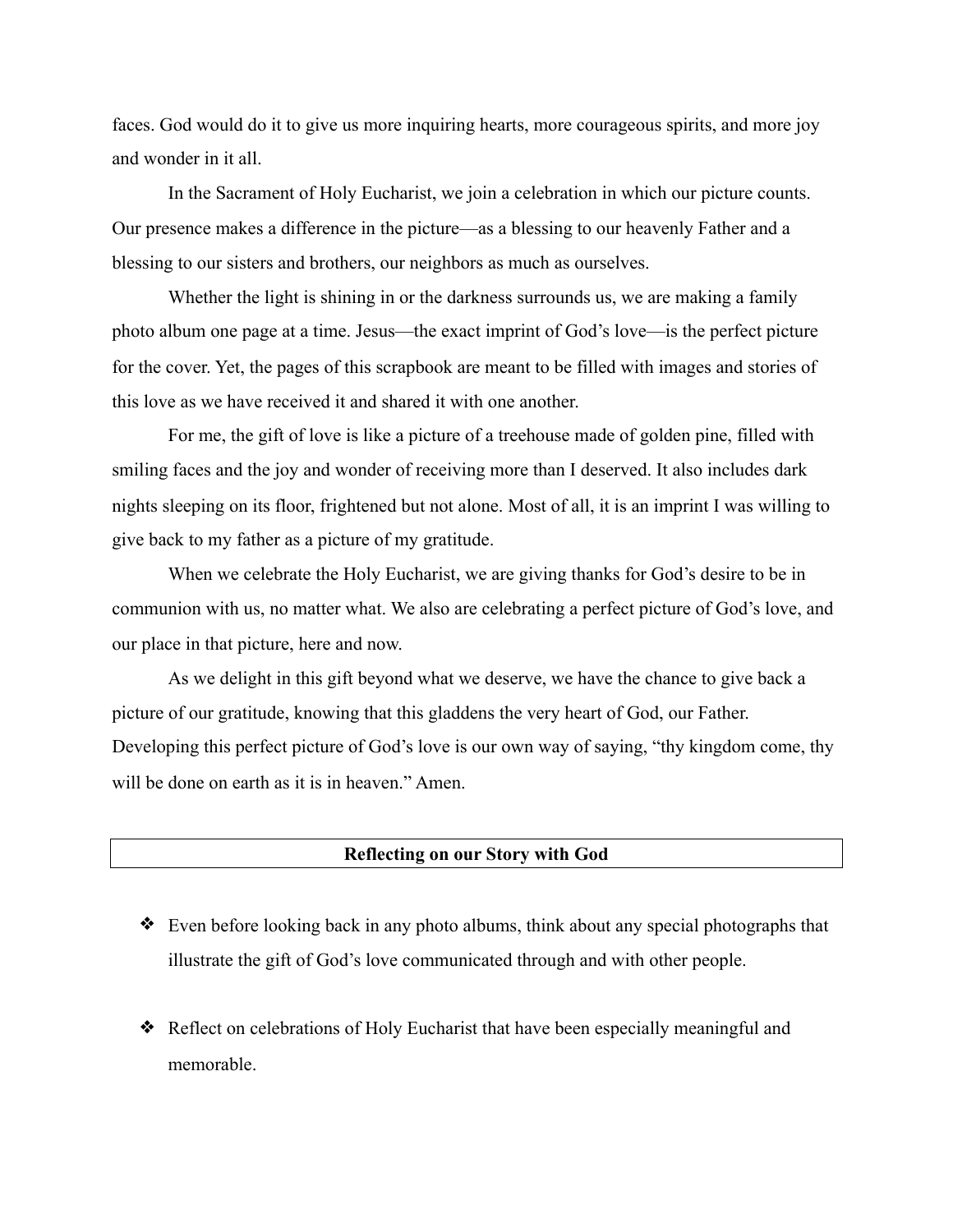faces. God would do it to give us more inquiring hearts, more courageous spirits, and more joy and wonder in it all.

In the Sacrament of Holy Eucharist, we join a celebration in which our picture counts. Our presence makes a difference in the picture—as a blessing to our heavenly Father and a blessing to our sisters and brothers, our neighbors as much as ourselves.

Whether the light is shining in or the darkness surrounds us, we are making a family photo album one page at a time. Jesus—the exact imprint of God's love—is the perfect picture for the cover. Yet, the pages of this scrapbook are meant to be filled with images and stories of this love as we have received it and shared it with one another.

For me, the gift of love is like a picture of a treehouse made of golden pine, filled with smiling faces and the joy and wonder of receiving more than I deserved. It also includes dark nights sleeping on its floor, frightened but not alone. Most of all, it is an imprint I was willing to give back to my father as a picture of my gratitude.

When we celebrate the Holy Eucharist, we are giving thanks for God's desire to be in communion with us, no matter what. We also are celebrating a perfect picture of God's love, and our place in that picture, here and now.

As we delight in this gift beyond what we deserve, we have the chance to give back a picture of our gratitude, knowing that this gladdens the very heart of God, our Father. Developing this perfect picture of God's love is our own way of saying, "thy kingdom come, thy will be done on earth as it is in heaven." Amen.

## Reflecting on our Story with God

- Even before looking back in any photo albums, think about any special photographs that illustrate the gift of God's love communicated through and with other people.

- Reflect on celebrations of Holy Eucharist that have been especially meaningful and memorable.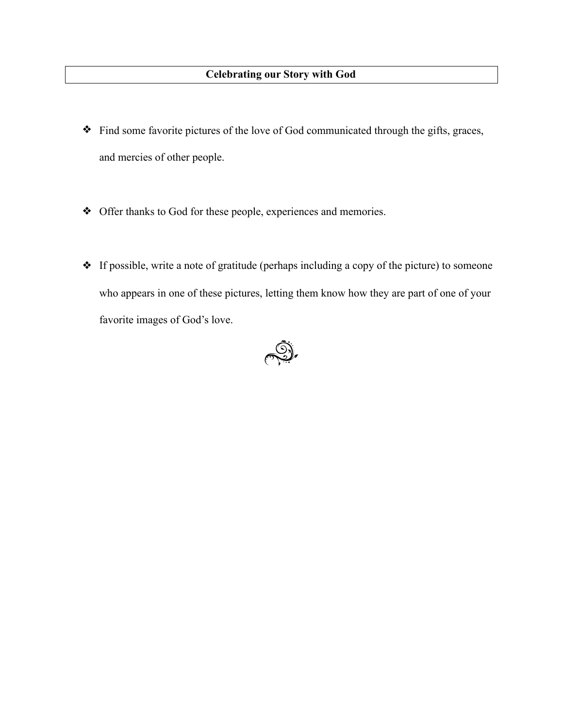## Celebrating our Story with God

- Find some favorite pictures of the love of God communicated through the gifts, graces, and mercies of other people.

- Offer thanks to God for these people, experiences and memories.

- If possible, write a note of gratitude (perhaps including a copy of the picture) to someone who appears in one of these pictures, letting them know how they are part of one of your favorite images of God's love.